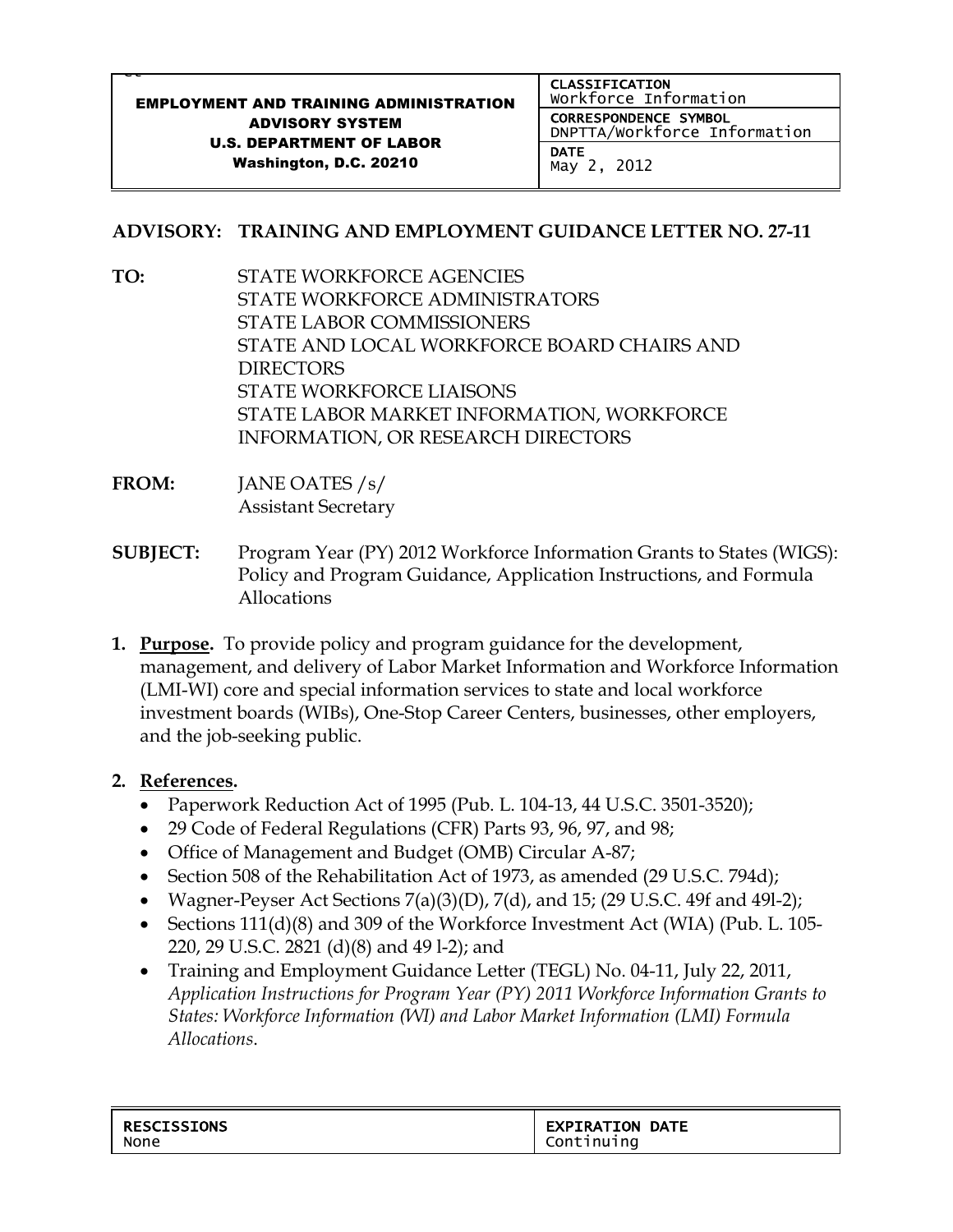| EMPLOYMENT AND TRAINING ADMINISTRATION ADVISORY SYSTEM U.S. DEPARTMENT OF LABOR Washington, D.C. 20210 | CLASSIFICATION Workforce Information |
| --- | --- |
| | CORRESPONDENCE SYMBOL DNPTTA/Workforce Information |
| | DATE May 2, 2012 |

**ADVISORY: TRAINING AND EMPLOYMENT GUIDANCE LETTER NO. 27-11**

**TO:** STATE WORKFORCE AGENCIES
STATE WORKFORCE ADMINISTRATORS
STATE LABOR COMMISSIONERS
STATE AND LOCAL WORKFORCE BOARD CHAIRS AND DIRECTORS
STATE WORKFORCE LIAISONS
STATE LABOR MARKET INFORMATION, WORKFORCE INFORMATION, OR RESEARCH DIRECTORS

**FROM:** JANE OATES /s/
Assistant Secretary

**SUBJECT:** Program Year (PY) 2012 Workforce Information Grants to States (WIGS): Policy and Program Guidance, Application Instructions, and Formula Allocations

1. **Purpose.** To provide policy and program guidance for the development, management, and delivery of Labor Market Information and Workforce Information (LMI-WI) core and special information services to state and local workforce investment boards (WIBs), One-Stop Career Centers, businesses, other employers, and the job-seeking public.

2. **References.**
   - Paperwork Reduction Act of 1995 (Pub. L. 104-13, 44 U.S.C. 3501-3520);
   - 29 Code of Federal Regulations (CFR) Parts 93, 96, 97, and 98;
   - Office of Management and Budget (OMB) Circular A-87;
   - Section 508 of the Rehabilitation Act of 1973, as amended (29 U.S.C. 794d);
   - Wagner-Peyser Act Sections 7(a)(3)(D), 7(d), and 15; (29 U.S.C. 49f and 49l-2);
   - Sections 111(d)(8) and 309 of the Workforce Investment Act (WIA) (Pub. L. 105-220, 29 U.S.C. 2821 (d)(8) and 49 l-2); and
   - Training and Employment Guidance Letter (TEGL) No. 04-11, July 22, 2011, *Application Instructions for Program Year (PY) 2011 Workforce Information Grants to States: Workforce Information (WI) and Labor Market Information (LMI) Formula Allocations*.

| RESCISSIONS | EXPIRATION DATE |
| --- | --- |
| None | Continuing |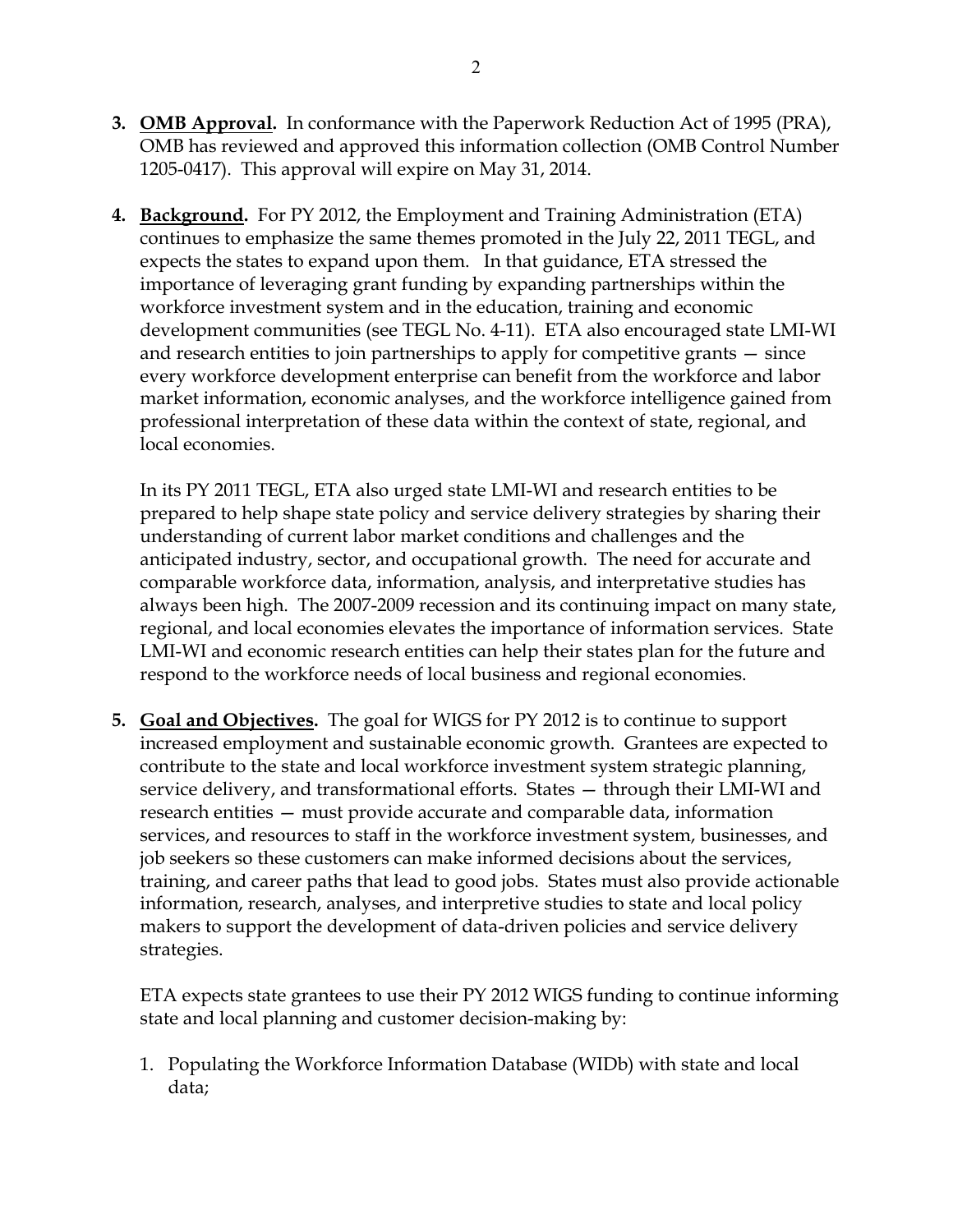3. **OMB Approval.** In conformance with the Paperwork Reduction Act of 1995 (PRA), OMB has reviewed and approved this information collection (OMB Control Number 1205-0417). This approval will expire on May 31, 2014.

4. **Background.** For PY 2012, the Employment and Training Administration (ETA) continues to emphasize the same themes promoted in the July 22, 2011 TEGL, and expects the states to expand upon them. In that guidance, ETA stressed the importance of leveraging grant funding by expanding partnerships within the workforce investment system and in the education, training and economic development communities (see TEGL No. 4-11). ETA also encouraged state LMI-WI and research entities to join partnerships to apply for competitive grants — since every workforce development enterprise can benefit from the workforce and labor market information, economic analyses, and the workforce intelligence gained from professional interpretation of these data within the context of state, regional, and local economies.

   In its PY 2011 TEGL, ETA also urged state LMI-WI and research entities to be prepared to help shape state policy and service delivery strategies by sharing their understanding of current labor market conditions and challenges and the anticipated industry, sector, and occupational growth. The need for accurate and comparable workforce data, information, analysis, and interpretative studies has always been high. The 2007-2009 recession and its continuing impact on many state, regional, and local economies elevates the importance of information services. State LMI-WI and economic research entities can help their states plan for the future and respond to the workforce needs of local business and regional economies.

5. **Goal and Objectives.** The goal for WIGS for PY 2012 is to continue to support increased employment and sustainable economic growth. Grantees are expected to contribute to the state and local workforce investment system strategic planning, service delivery, and transformational efforts. States — through their LMI-WI and research entities — must provide accurate and comparable data, information services, and resources to staff in the workforce investment system, businesses, and job seekers so these customers can make informed decisions about the services, training, and career paths that lead to good jobs. States must also provide actionable information, research, analyses, and interpretive studies to state and local policy makers to support the development of data-driven policies and service delivery strategies.

   ETA expects state grantees to use their PY 2012 WIGS funding to continue informing state and local planning and customer decision-making by:

   1. Populating the Workforce Information Database (WIDb) with state and local data;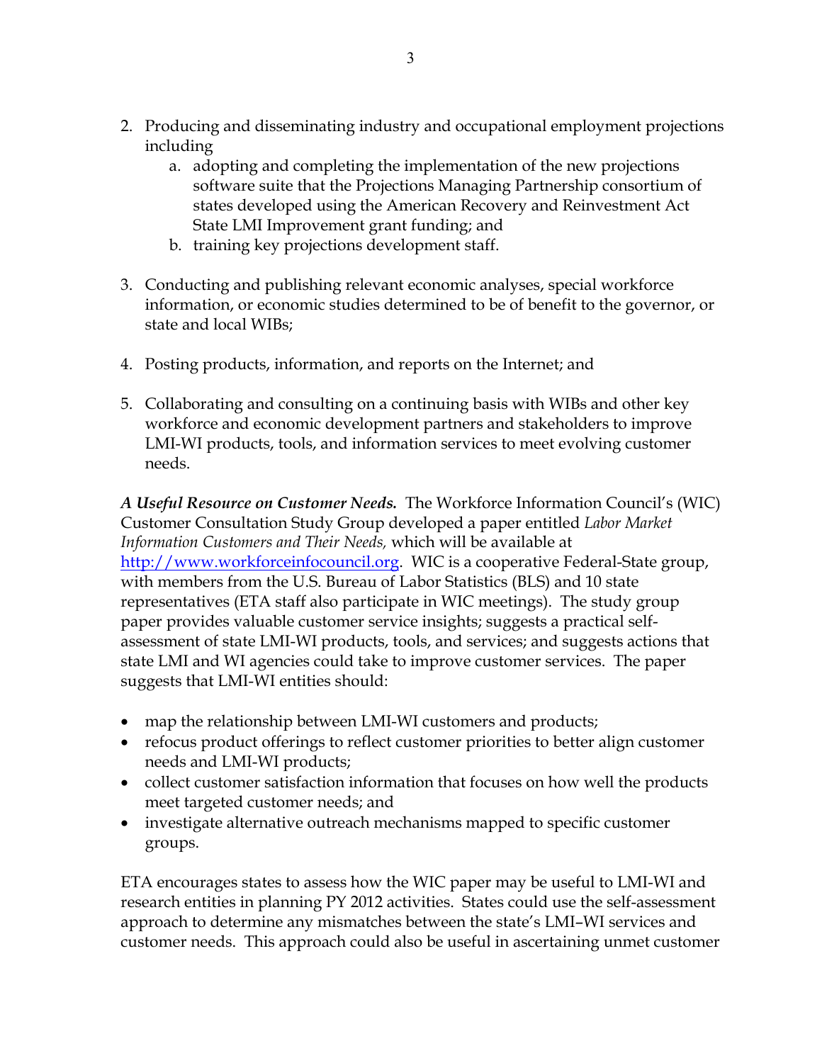2. Producing and disseminating industry and occupational employment projections including
    a. adopting and completing the implementation of the new projections software suite that the Projections Managing Partnership consortium of states developed using the American Recovery and Reinvestment Act State LMI Improvement grant funding; and
    b. training key projections development staff.

3. Conducting and publishing relevant economic analyses, special workforce information, or economic studies determined to be of benefit to the governor, or state and local WIBs;

4. Posting products, information, and reports on the Internet; and

5. Collaborating and consulting on a continuing basis with WIBs and other key workforce and economic development partners and stakeholders to improve LMI-WI products, tools, and information services to meet evolving customer needs.

***A Useful Resource on Customer Needs.*** The Workforce Information Council's (WIC) Customer Consultation Study Group developed a paper entitled *Labor Market Information Customers and Their Needs,* which will be available at [http://www.workforceinfocouncil.org](http://www.workforceinfocouncil.org). WIC is a cooperative Federal-State group, with members from the U.S. Bureau of Labor Statistics (BLS) and 10 state representatives (ETA staff also participate in WIC meetings). The study group paper provides valuable customer service insights; suggests a practical self-assessment of state LMI-WI products, tools, and services; and suggests actions that state LMI and WI agencies could take to improve customer services. The paper suggests that LMI-WI entities should:

- map the relationship between LMI-WI customers and products;
- refocus product offerings to reflect customer priorities to better align customer needs and LMI-WI products;
- collect customer satisfaction information that focuses on how well the products meet targeted customer needs; and
- investigate alternative outreach mechanisms mapped to specific customer groups.

ETA encourages states to assess how the WIC paper may be useful to LMI-WI and research entities in planning PY 2012 activities. States could use the self-assessment approach to determine any mismatches between the state's LMI–WI services and customer needs. This approach could also be useful in ascertaining unmet customer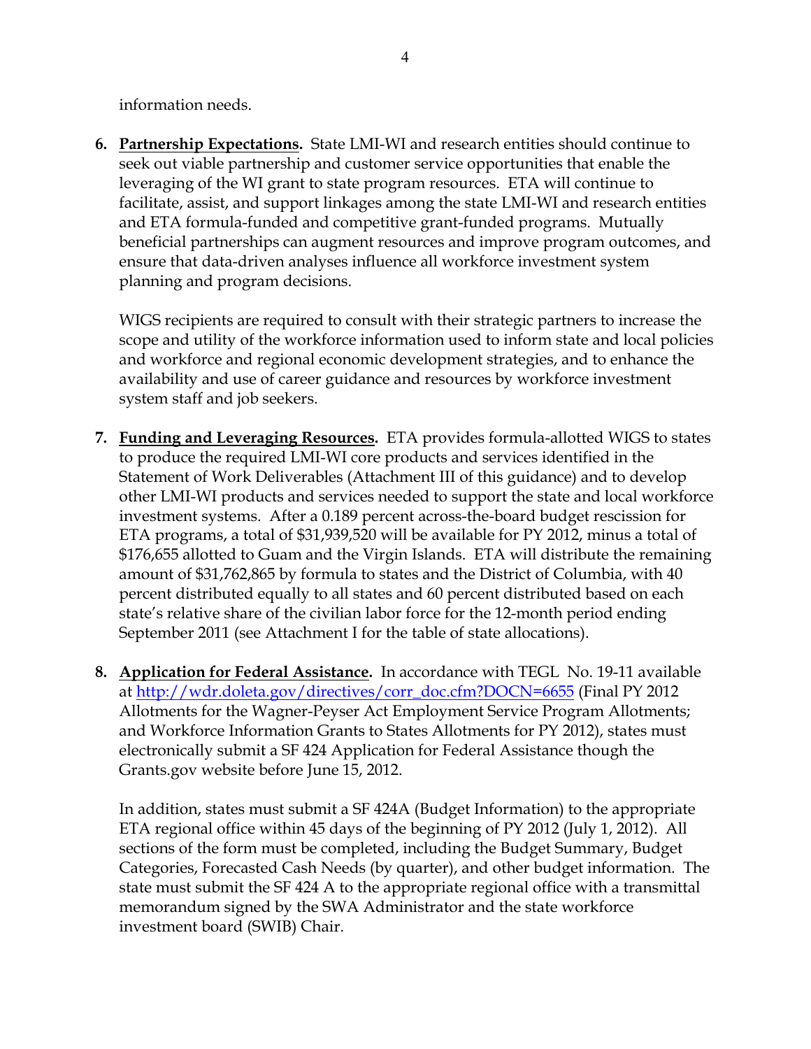information needs.

6. **Partnership Expectations.** State LMI-WI and research entities should continue to seek out viable partnership and customer service opportunities that enable the leveraging of the WI grant to state program resources. ETA will continue to facilitate, assist, and support linkages among the state LMI-WI and research entities and ETA formula-funded and competitive grant-funded programs. Mutually beneficial partnerships can augment resources and improve program outcomes, and ensure that data-driven analyses influence all workforce investment system planning and program decisions.

   WIGS recipients are required to consult with their strategic partners to increase the scope and utility of the workforce information used to inform state and local policies and workforce and regional economic development strategies, and to enhance the availability and use of career guidance and resources by workforce investment system staff and job seekers.

7. **Funding and Leveraging Resources.** ETA provides formula-allotted WIGS to states to produce the required LMI-WI core products and services identified in the Statement of Work Deliverables (Attachment III of this guidance) and to develop other LMI-WI products and services needed to support the state and local workforce investment systems. After a 0.189 percent across-the-board budget rescission for ETA programs, a total of $31,939,520 will be available for PY 2012, minus a total of $176,655 allotted to Guam and the Virgin Islands. ETA will distribute the remaining amount of $31,762,865 by formula to states and the District of Columbia, with 40 percent distributed equally to all states and 60 percent distributed based on each state's relative share of the civilian labor force for the 12-month period ending September 2011 (see Attachment I for the table of state allocations).

8. **Application for Federal Assistance.** In accordance with TEGL No. 19-11 available at [http://wdr.doleta.gov/directives/corr_doc.cfm?DOCN=6655](http://wdr.doleta.gov/directives/corr_doc.cfm?DOCN=6655) (Final PY 2012 Allotments for the Wagner-Peyser Act Employment Service Program Allotments; and Workforce Information Grants to States Allotments for PY 2012), states must electronically submit a SF 424 Application for Federal Assistance though the Grants.gov website before June 15, 2012.

   In addition, states must submit a SF 424A (Budget Information) to the appropriate ETA regional office within 45 days of the beginning of PY 2012 (July 1, 2012). All sections of the form must be completed, including the Budget Summary, Budget Categories, Forecasted Cash Needs (by quarter), and other budget information. The state must submit the SF 424 A to the appropriate regional office with a transmittal memorandum signed by the SWA Administrator and the state workforce investment board (SWIB) Chair.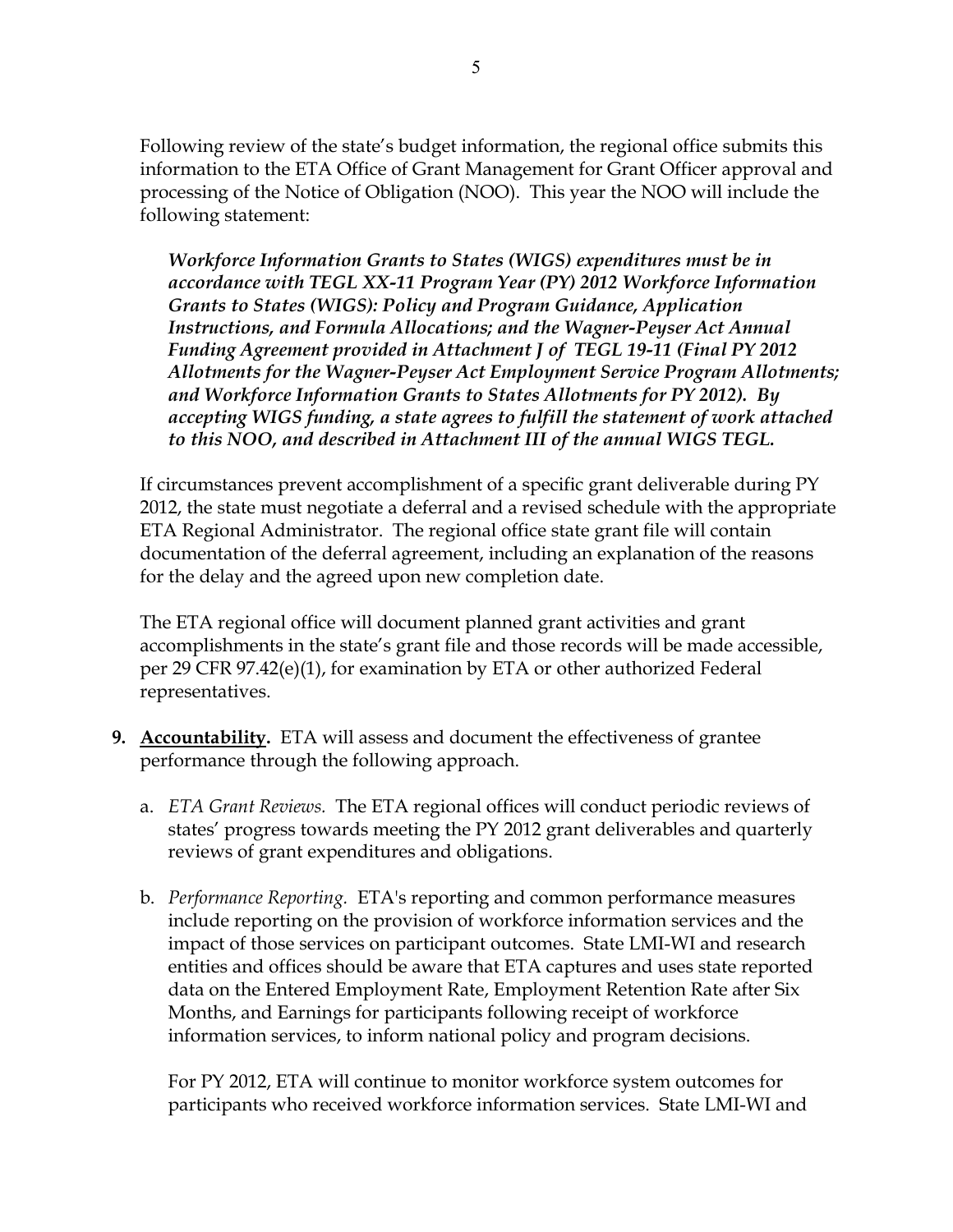Following review of the state's budget information, the regional office submits this information to the ETA Office of Grant Management for Grant Officer approval and processing of the Notice of Obligation (NOO). This year the NOO will include the following statement:

> ***Workforce Information Grants to States (WIGS) expenditures must be in accordance with TEGL XX-11 Program Year (PY) 2012 Workforce Information Grants to States (WIGS): Policy and Program Guidance, Application Instructions, and Formula Allocations; and the Wagner-Peyser Act Annual Funding Agreement provided in Attachment J of TEGL 19-11 (Final PY 2012 Allotments for the Wagner-Peyser Act Employment Service Program Allotments; and Workforce Information Grants to States Allotments for PY 2012). By accepting WIGS funding, a state agrees to fulfill the statement of work attached to this NOO, and described in Attachment III of the annual WIGS TEGL.***

If circumstances prevent accomplishment of a specific grant deliverable during PY 2012, the state must negotiate a deferral and a revised schedule with the appropriate ETA Regional Administrator. The regional office state grant file will contain documentation of the deferral agreement, including an explanation of the reasons for the delay and the agreed upon new completion date.

The ETA regional office will document planned grant activities and grant accomplishments in the state's grant file and those records will be made accessible, per 29 CFR 97.42(e)(1), for examination by ETA or other authorized Federal representatives.

**9. Accountability.** ETA will assess and document the effectiveness of grantee performance through the following approach.

a. *ETA Grant Reviews.* The ETA regional offices will conduct periodic reviews of states' progress towards meeting the PY 2012 grant deliverables and quarterly reviews of grant expenditures and obligations.

b. *Performance Reporting.* ETA's reporting and common performance measures include reporting on the provision of workforce information services and the impact of those services on participant outcomes. State LMI-WI and research entities and offices should be aware that ETA captures and uses state reported data on the Entered Employment Rate, Employment Retention Rate after Six Months, and Earnings for participants following receipt of workforce information services, to inform national policy and program decisions.

For PY 2012, ETA will continue to monitor workforce system outcomes for participants who received workforce information services. State LMI-WI and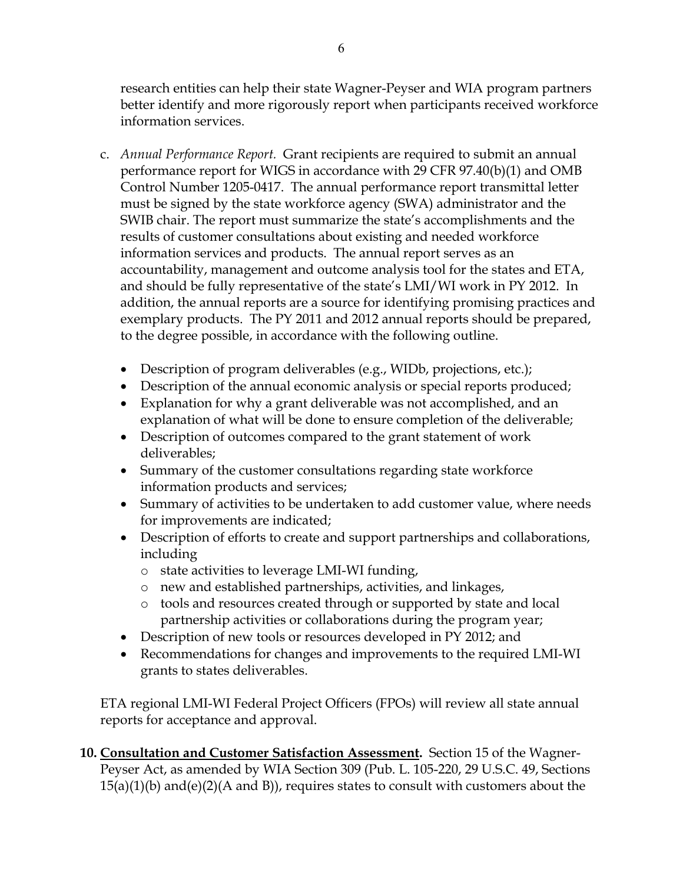research entities can help their state Wagner-Peyser and WIA program partners better identify and more rigorously report when participants received workforce information services.

c. *Annual Performance Report.* Grant recipients are required to submit an annual performance report for WIGS in accordance with 29 CFR 97.40(b)(1) and OMB Control Number 1205-0417. The annual performance report transmittal letter must be signed by the state workforce agency (SWA) administrator and the SWIB chair. The report must summarize the state's accomplishments and the results of customer consultations about existing and needed workforce information services and products. The annual report serves as an accountability, management and outcome analysis tool for the states and ETA, and should be fully representative of the state's LMI/WI work in PY 2012. In addition, the annual reports are a source for identifying promising practices and exemplary products. The PY 2011 and 2012 annual reports should be prepared, to the degree possible, in accordance with the following outline.

   - Description of program deliverables (e.g., WIDb, projections, etc.);
   - Description of the annual economic analysis or special reports produced;
   - Explanation for why a grant deliverable was not accomplished, and an explanation of what will be done to ensure completion of the deliverable;
   - Description of outcomes compared to the grant statement of work deliverables;
   - Summary of the customer consultations regarding state workforce information products and services;
   - Summary of activities to be undertaken to add customer value, where needs for improvements are indicated;
   - Description of efforts to create and support partnerships and collaborations, including
     - state activities to leverage LMI-WI funding,
     - new and established partnerships, activities, and linkages,
     - tools and resources created through or supported by state and local partnership activities or collaborations during the program year;
   - Description of new tools or resources developed in PY 2012; and
   - Recommendations for changes and improvements to the required LMI-WI grants to states deliverables.

   ETA regional LMI-WI Federal Project Officers (FPOs) will review all state annual reports for acceptance and approval.

**10. <u>Consultation and Customer Satisfaction Assessment</u>.** Section 15 of the Wagner-Peyser Act, as amended by WIA Section 309 (Pub. L. 105-220, 29 U.S.C. 49, Sections 15(a)(1)(b) and(e)(2)(A and B)), requires states to consult with customers about the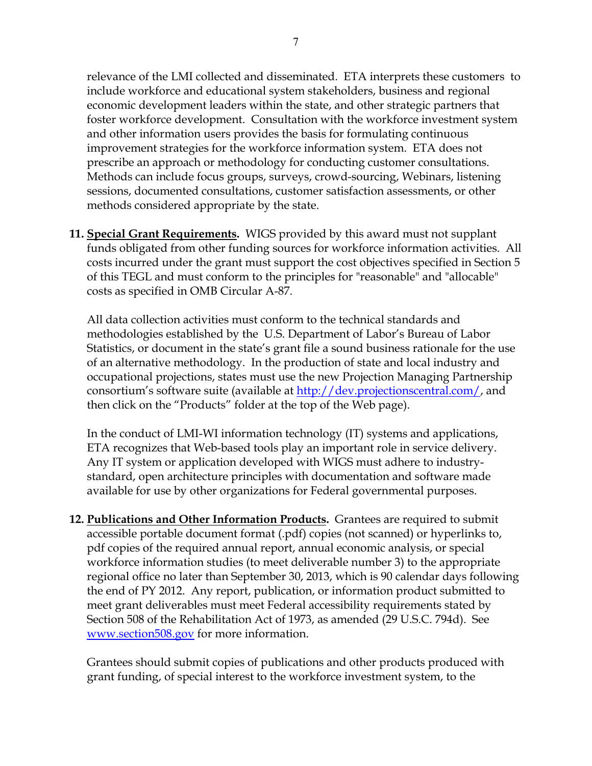relevance of the LMI collected and disseminated. ETA interprets these customers to include workforce and educational system stakeholders, business and regional economic development leaders within the state, and other strategic partners that foster workforce development. Consultation with the workforce investment system and other information users provides the basis for formulating continuous improvement strategies for the workforce information system. ETA does not prescribe an approach or methodology for conducting customer consultations. Methods can include focus groups, surveys, crowd-sourcing, Webinars, listening sessions, documented consultations, customer satisfaction assessments, or other methods considered appropriate by the state.

11. **Special Grant Requirements.** WIGS provided by this award must not supplant funds obligated from other funding sources for workforce information activities. All costs incurred under the grant must support the cost objectives specified in Section 5 of this TEGL and must conform to the principles for "reasonable" and "allocable" costs as specified in OMB Circular A-87.

    All data collection activities must conform to the technical standards and methodologies established by the U.S. Department of Labor's Bureau of Labor Statistics, or document in the state's grant file a sound business rationale for the use of an alternative methodology. In the production of state and local industry and occupational projections, states must use the new Projection Managing Partnership consortium's software suite (available at http://dev.projectionscentral.com/, and then click on the "Products" folder at the top of the Web page).

    In the conduct of LMI-WI information technology (IT) systems and applications, ETA recognizes that Web-based tools play an important role in service delivery. Any IT system or application developed with WIGS must adhere to industry-standard, open architecture principles with documentation and software made available for use by other organizations for Federal governmental purposes.

12. **Publications and Other Information Products.** Grantees are required to submit accessible portable document format (.pdf) copies (not scanned) or hyperlinks to, pdf copies of the required annual report, annual economic analysis, or special workforce information studies (to meet deliverable number 3) to the appropriate regional office no later than September 30, 2013, which is 90 calendar days following the end of PY 2012. Any report, publication, or information product submitted to meet grant deliverables must meet Federal accessibility requirements stated by Section 508 of the Rehabilitation Act of 1973, as amended (29 U.S.C. 794d). See www.section508.gov for more information.

    Grantees should submit copies of publications and other products produced with grant funding, of special interest to the workforce investment system, to the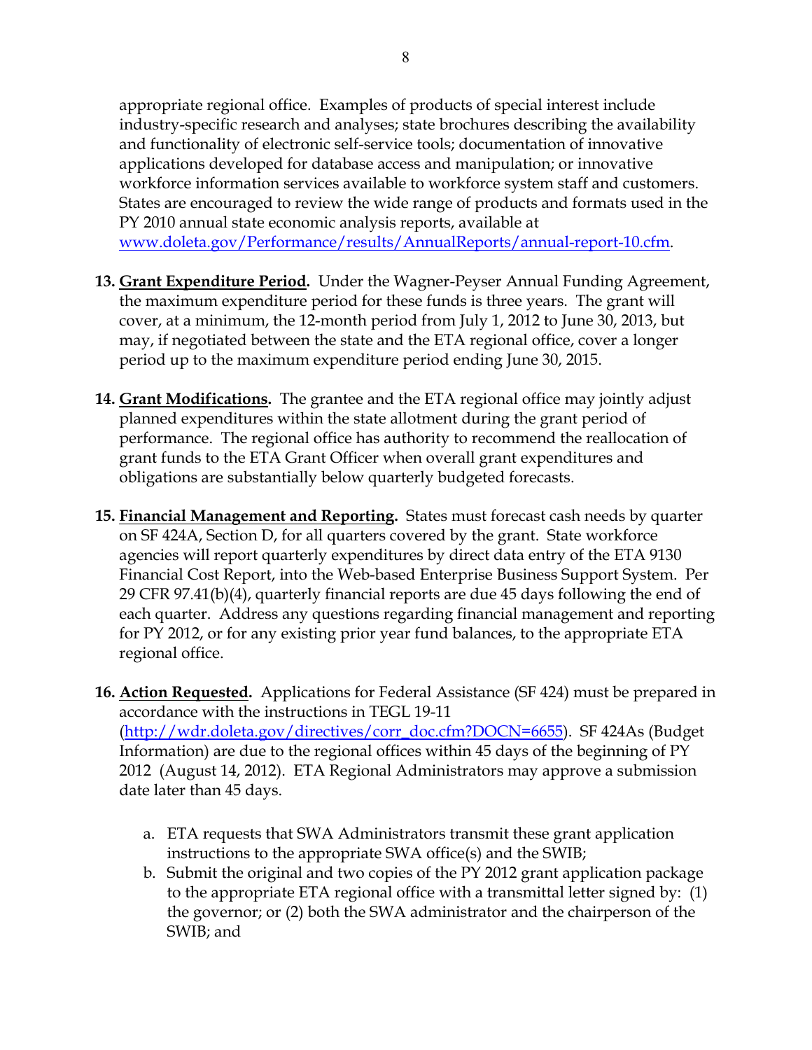appropriate regional office. Examples of products of special interest include industry-specific research and analyses; state brochures describing the availability and functionality of electronic self-service tools; documentation of innovative applications developed for database access and manipulation; or innovative workforce information services available to workforce system staff and customers. States are encouraged to review the wide range of products and formats used in the PY 2010 annual state economic analysis reports, available at www.doleta.gov/Performance/results/AnnualReports/annual-report-10.cfm.

13. **Grant Expenditure Period.** Under the Wagner-Peyser Annual Funding Agreement, the maximum expenditure period for these funds is three years. The grant will cover, at a minimum, the 12-month period from July 1, 2012 to June 30, 2013, but may, if negotiated between the state and the ETA regional office, cover a longer period up to the maximum expenditure period ending June 30, 2015.

14. **Grant Modifications.** The grantee and the ETA regional office may jointly adjust planned expenditures within the state allotment during the grant period of performance. The regional office has authority to recommend the reallocation of grant funds to the ETA Grant Officer when overall grant expenditures and obligations are substantially below quarterly budgeted forecasts.

15. **Financial Management and Reporting.** States must forecast cash needs by quarter on SF 424A, Section D, for all quarters covered by the grant. State workforce agencies will report quarterly expenditures by direct data entry of the ETA 9130 Financial Cost Report, into the Web-based Enterprise Business Support System. Per 29 CFR 97.41(b)(4), quarterly financial reports are due 45 days following the end of each quarter. Address any questions regarding financial management and reporting for PY 2012, or for any existing prior year fund balances, to the appropriate ETA regional office.

16. **Action Requested.** Applications for Federal Assistance (SF 424) must be prepared in accordance with the instructions in TEGL 19-11 (http://wdr.doleta.gov/directives/corr_doc.cfm?DOCN=6655). SF 424As (Budget Information) are due to the regional offices within 45 days of the beginning of PY 2012 (August 14, 2012). ETA Regional Administrators may approve a submission date later than 45 days.

    a. ETA requests that SWA Administrators transmit these grant application instructions to the appropriate SWA office(s) and the SWIB;
    b. Submit the original and two copies of the PY 2012 grant application package to the appropriate ETA regional office with a transmittal letter signed by: (1) the governor; or (2) both the SWA administrator and the chairperson of the SWIB; and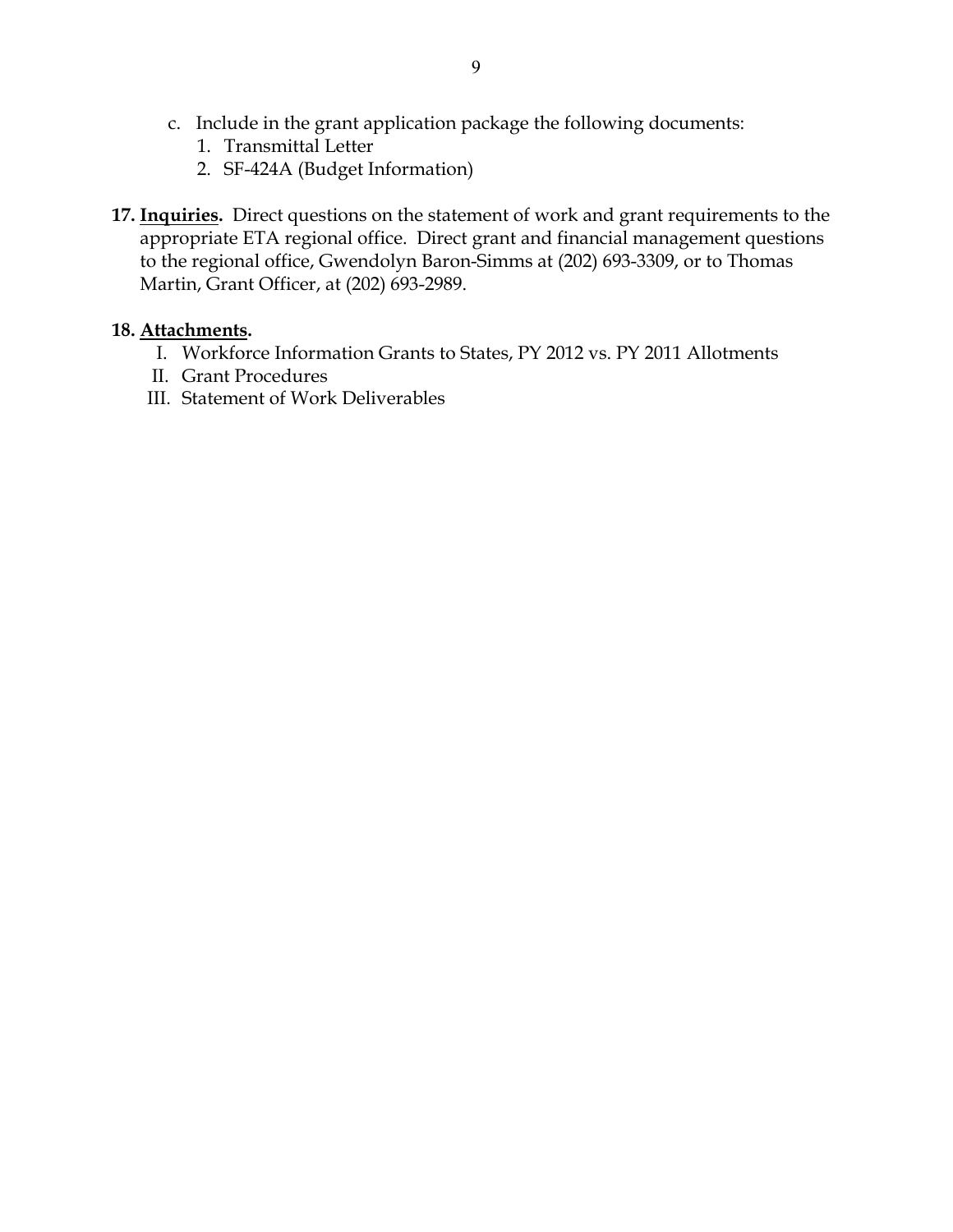c. Include in the grant application package the following documents:
   1. Transmittal Letter
   2. SF-424A (Budget Information)

**17. Inquiries.** Direct questions on the statement of work and grant requirements to the appropriate ETA regional office. Direct grant and financial management questions to the regional office, Gwendolyn Baron-Simms at (202) 693-3309, or to Thomas Martin, Grant Officer, at (202) 693-2989.

**18. Attachments.**

I. Workforce Information Grants to States, PY 2012 vs. PY 2011 Allotments
II. Grant Procedures
III. Statement of Work Deliverables